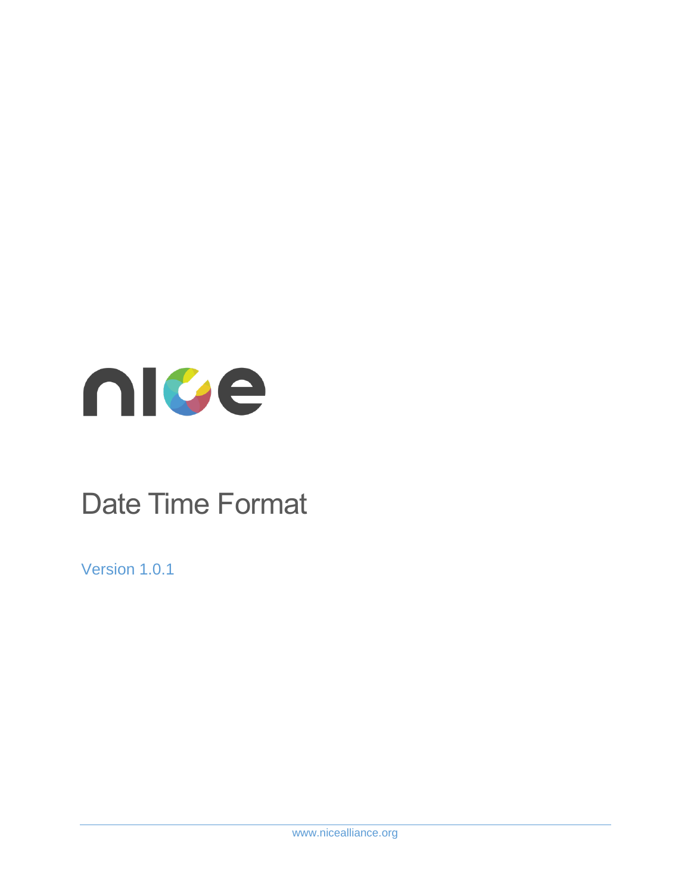nice

# Date Time Format

Version 1.0.1

www.nicealliance.org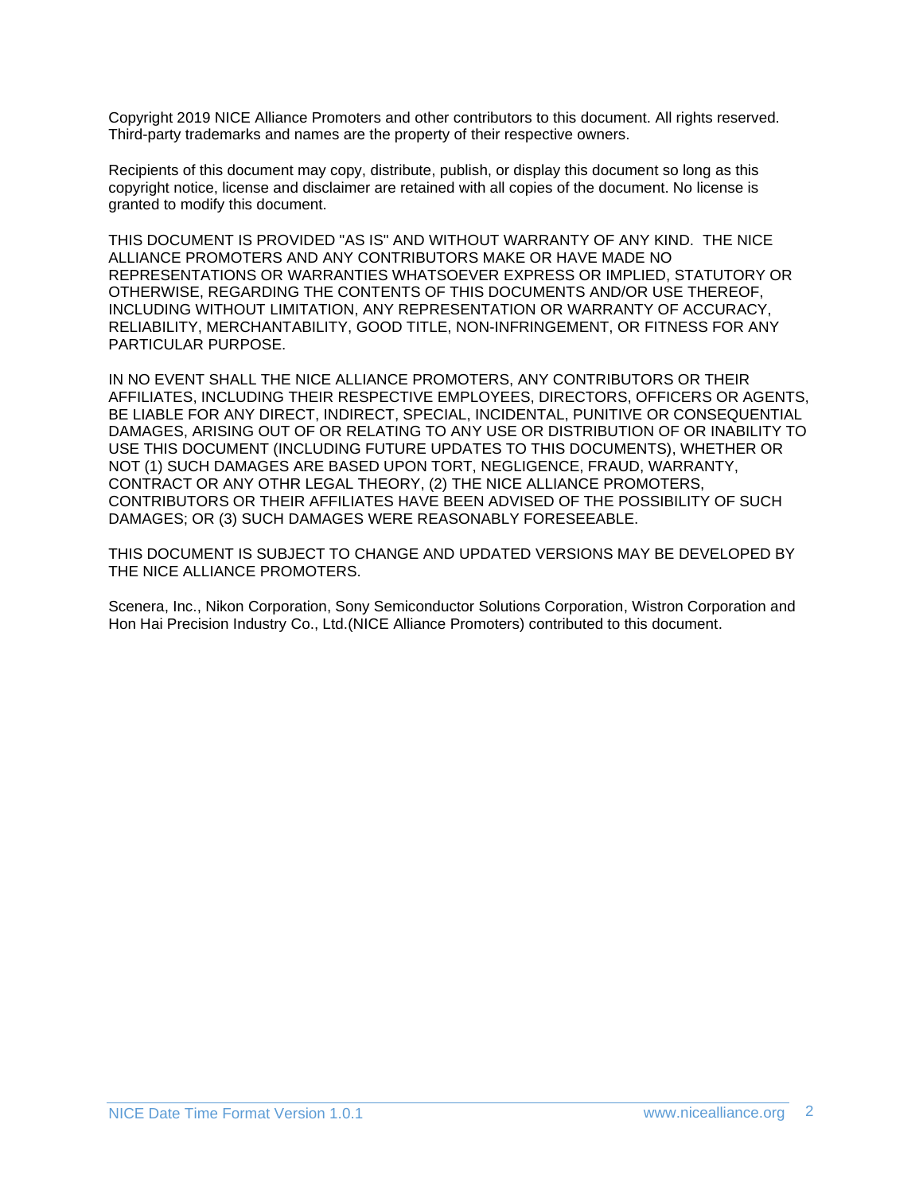Copyright 2019 NICE Alliance Promoters and other contributors to this document. All rights reserved. Third-party trademarks and names are the property of their respective owners.

Recipients of this document may copy, distribute, publish, or display this document so long as this copyright notice, license and disclaimer are retained with all copies of the document. No license is granted to modify this document.

THIS DOCUMENT IS PROVIDED "AS IS" AND WITHOUT WARRANTY OF ANY KIND. THE NICE ALLIANCE PROMOTERS AND ANY CONTRIBUTORS MAKE OR HAVE MADE NO REPRESENTATIONS OR WARRANTIES WHATSOEVER EXPRESS OR IMPLIED, STATUTORY OR OTHERWISE, REGARDING THE CONTENTS OF THIS DOCUMENTS AND/OR USE THEREOF, INCLUDING WITHOUT LIMITATION, ANY REPRESENTATION OR WARRANTY OF ACCURACY, RELIABILITY, MERCHANTABILITY, GOOD TITLE, NON-INFRINGEMENT, OR FITNESS FOR ANY PARTICULAR PURPOSE.

IN NO EVENT SHALL THE NICE ALLIANCE PROMOTERS, ANY CONTRIBUTORS OR THEIR AFFILIATES, INCLUDING THEIR RESPECTIVE EMPLOYEES, DIRECTORS, OFFICERS OR AGENTS, BE LIABLE FOR ANY DIRECT, INDIRECT, SPECIAL, INCIDENTAL, PUNITIVE OR CONSEQUENTIAL DAMAGES, ARISING OUT OF OR RELATING TO ANY USE OR DISTRIBUTION OF OR INABILITY TO USE THIS DOCUMENT (INCLUDING FUTURE UPDATES TO THIS DOCUMENTS), WHETHER OR NOT (1) SUCH DAMAGES ARE BASED UPON TORT, NEGLIGENCE, FRAUD, WARRANTY, CONTRACT OR ANY OTHR LEGAL THEORY, (2) THE NICE ALLIANCE PROMOTERS, CONTRIBUTORS OR THEIR AFFILIATES HAVE BEEN ADVISED OF THE POSSIBILITY OF SUCH DAMAGES; OR (3) SUCH DAMAGES WERE REASONABLY FORESEEABLE.

THIS DOCUMENT IS SUBJECT TO CHANGE AND UPDATED VERSIONS MAY BE DEVELOPED BY THE NICE ALLIANCE PROMOTERS.

Scenera, Inc., Nikon Corporation, Sony Semiconductor Solutions Corporation, Wistron Corporation and Hon Hai Precision Industry Co., Ltd.(NICE Alliance Promoters) contributed to this document.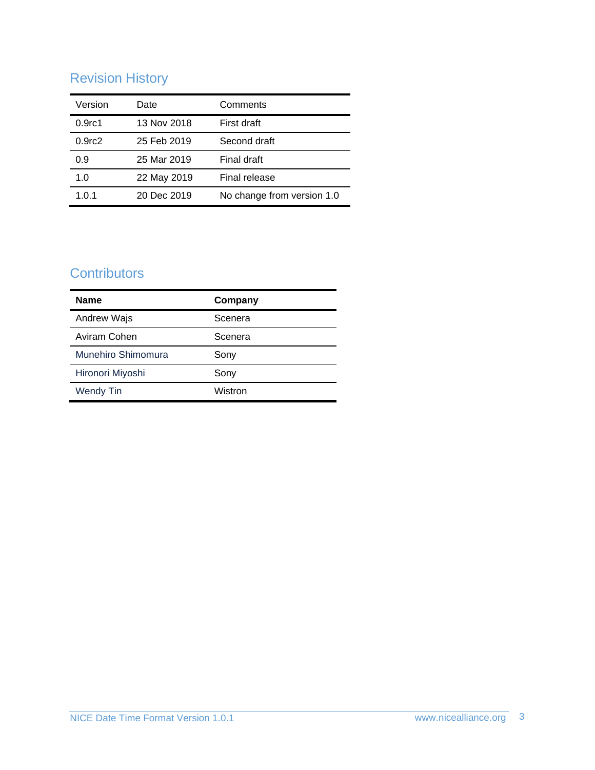## Revision History

| Version | Date | Comments |
|---|---|---|
| 0.9rc1 | 13 Nov 2018 | First draft |
| 0.9rc2 | 25 Feb 2019 | Second draft |
| 0.9 | 25 Mar 2019 | Final draft |
| 1.0 | 22 May 2019 | Final release |
| 1.0.1 | 20 Dec 2019 | No change from version 1.0 |

## Contributors

| **Name** | **Company** |
|---|---|
| Andrew Wajs | Scenera |
| Aviram Cohen | Scenera |
| Munehiro Shimomura | Sony |
| Hironori Miyoshi | Sony |
| Wendy Tin | Wistron |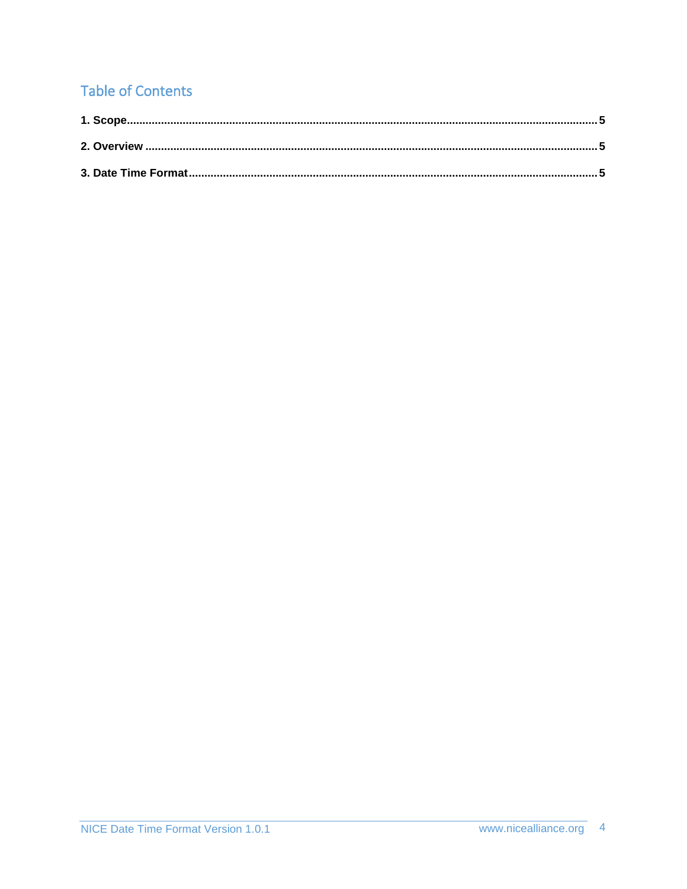## Table of Contents

**1. Scope** .......... **5**

**2. Overview** .......... **5**

**3. Date Time Format** .......... **5**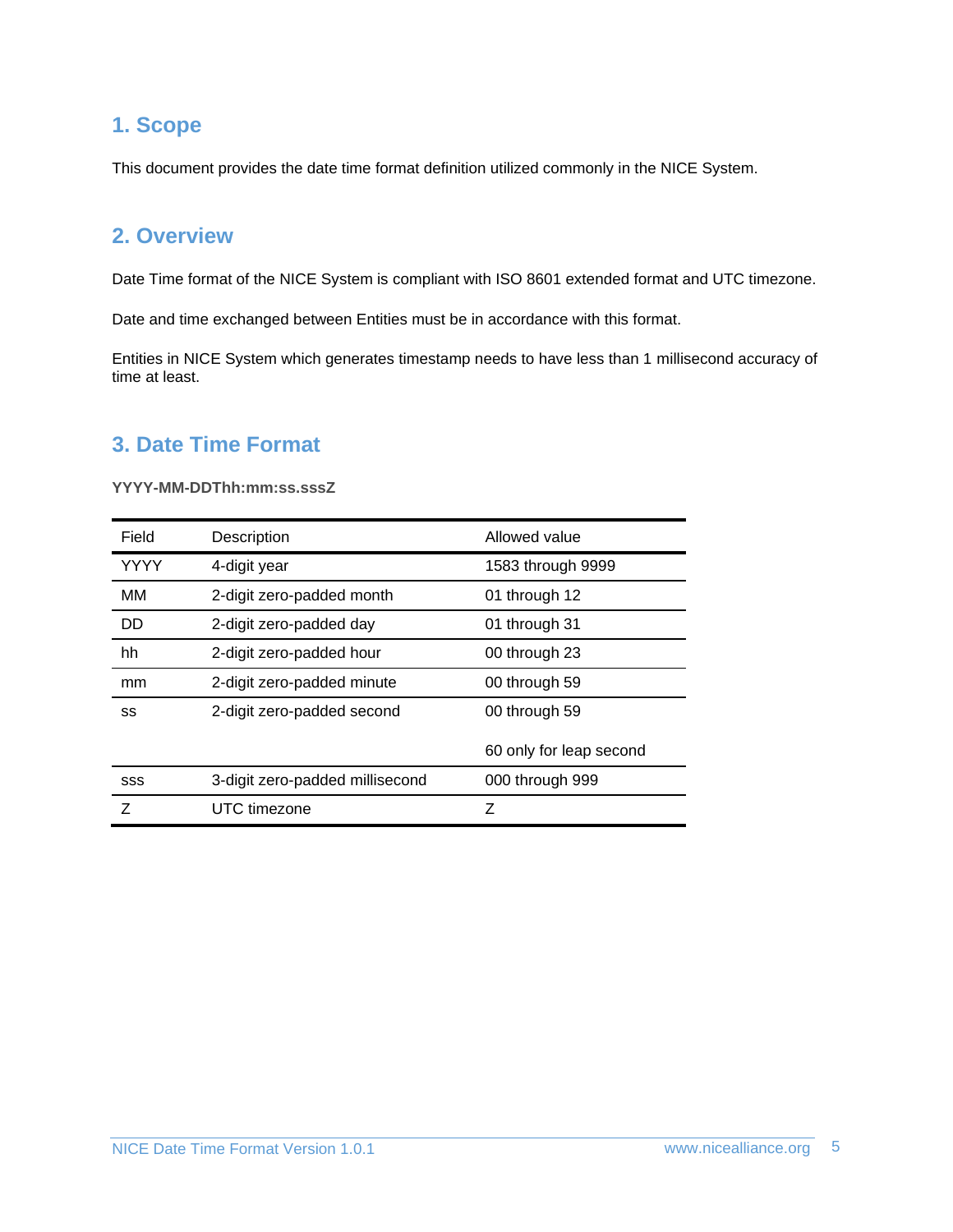## 1. Scope

This document provides the date time format definition utilized commonly in the NICE System.

## 2. Overview

Date Time format of the NICE System is compliant with ISO 8601 extended format and UTC timezone.

Date and time exchanged between Entities must be in accordance with this format.

Entities in NICE System which generates timestamp needs to have less than 1 millisecond accuracy of time at least.

## 3. Date Time Format

**YYYY-MM-DDThh:mm:ss.sssZ**

| Field | Description | Allowed value |
|---|---|---|
| YYYY | 4-digit year | 1583 through 9999 |
| MM | 2-digit zero-padded month | 01 through 12 |
| DD | 2-digit zero-padded day | 01 through 31 |
| hh | 2-digit zero-padded hour | 00 through 23 |
| mm | 2-digit zero-padded minute | 00 through 59 |
| ss | 2-digit zero-padded second | 00 through 59<br><br>60 only for leap second |
| sss | 3-digit zero-padded millisecond | 000 through 999 |
| Z | UTC timezone | Z |